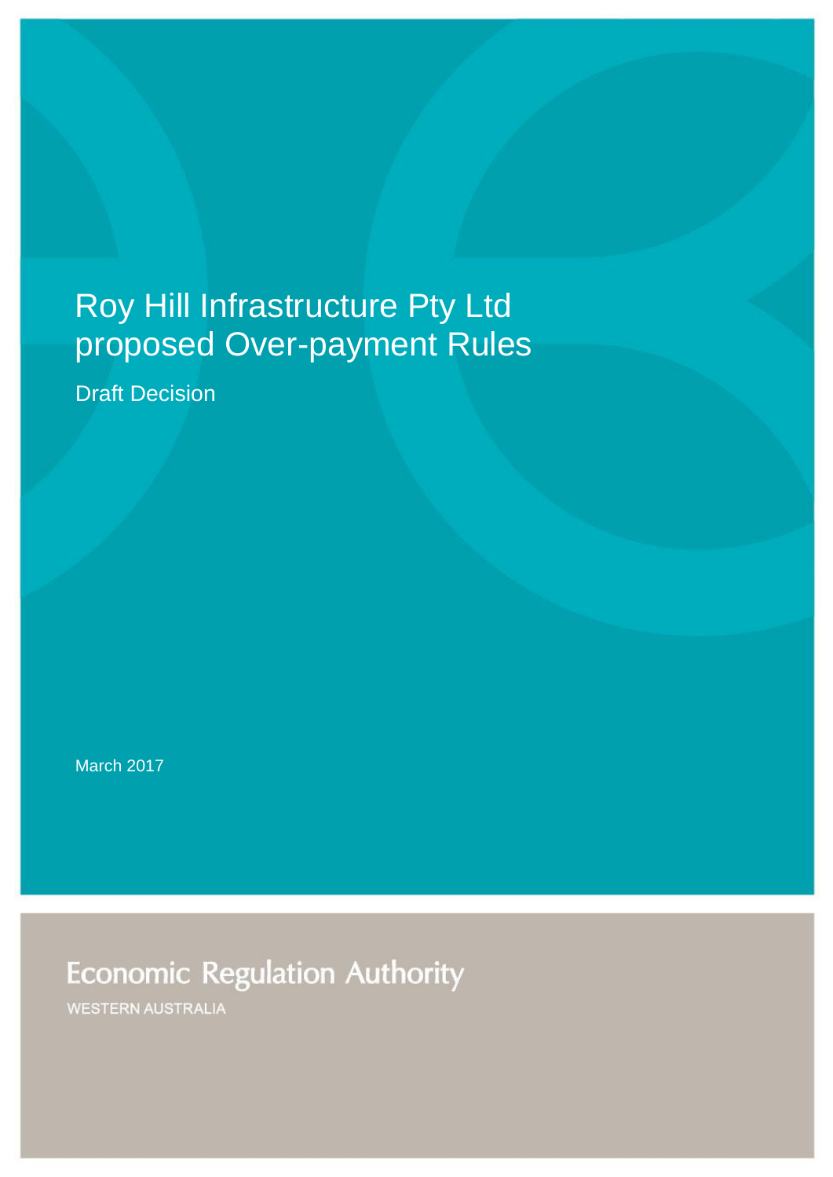# Roy Hill Infrastructure Pty Ltd proposed Over-payment Rules

Draft Decision

March 2017

Economic Regulation Authority

WESTERN AUSTRALIA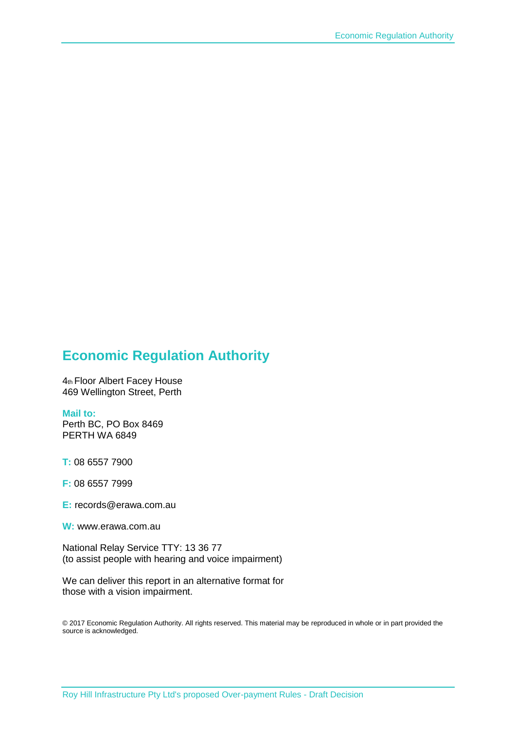## Economic Regulation Authority

4th Floor Albert Facey House
469 Wellington Street, Perth

**Mail to:**
Perth BC, PO Box 8469
PERTH WA 6849

**T:** 08 6557 7900

**F:** 08 6557 7999

**E:** records@erawa.com.au

**W:** www.erawa.com.au

National Relay Service TTY: 13 36 77
(to assist people with hearing and voice impairment)

We can deliver this report in an alternative format for those with a vision impairment.

© 2017 Economic Regulation Authority. All rights reserved. This material may be reproduced in whole or in part provided the source is acknowledged.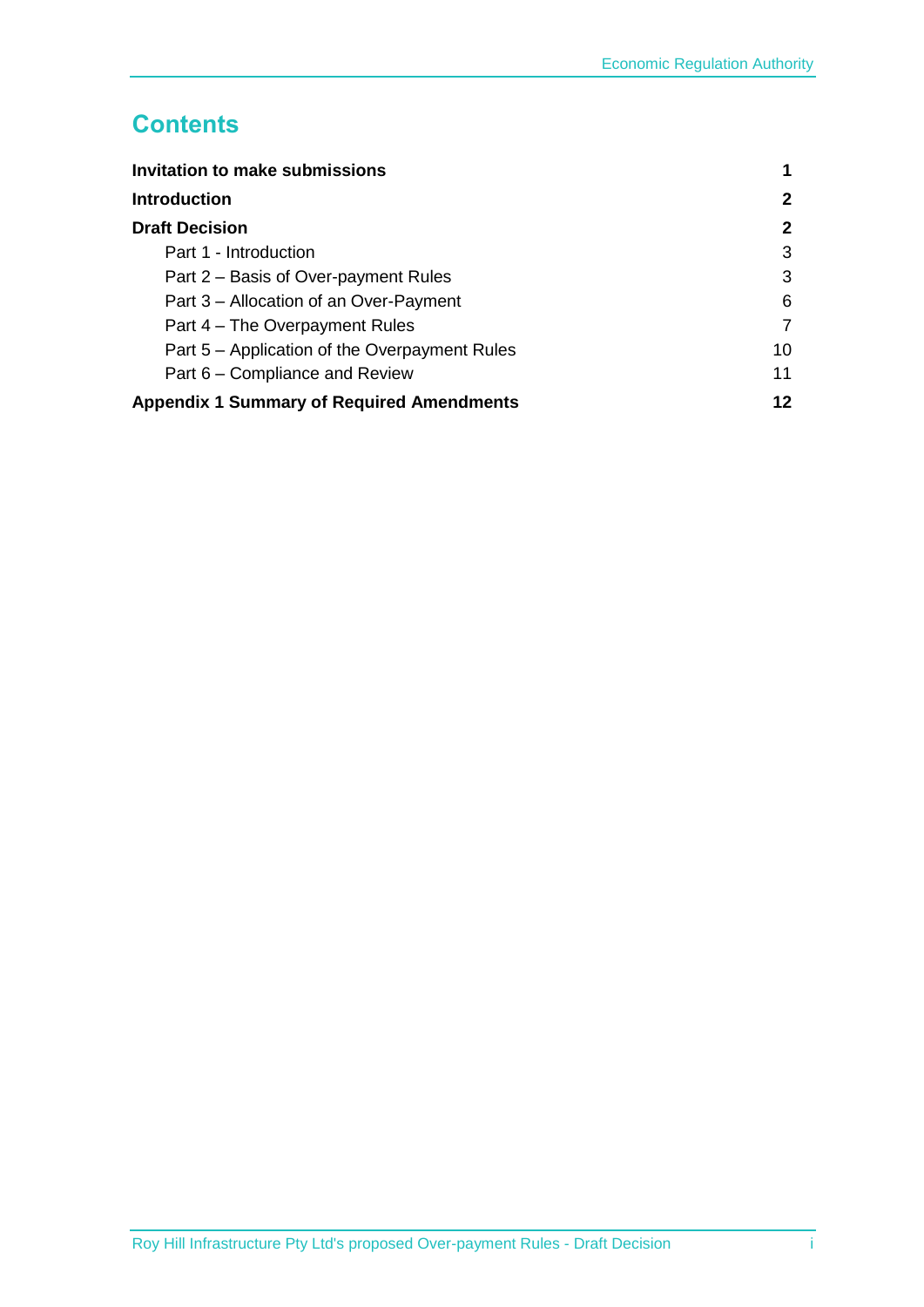# Contents

| | |
|---|---|
| **Invitation to make submissions** | **1** |
| **Introduction** | **2** |
| **Draft Decision** | **2** |
| Part 1 - Introduction | 3 |
| Part 2 – Basis of Over-payment Rules | 3 |
| Part 3 – Allocation of an Over-Payment | 6 |
| Part 4 – The Overpayment Rules | 7 |
| Part 5 – Application of the Overpayment Rules | 10 |
| Part 6 – Compliance and Review | 11 |
| **Appendix 1 Summary of Required Amendments** | **12** |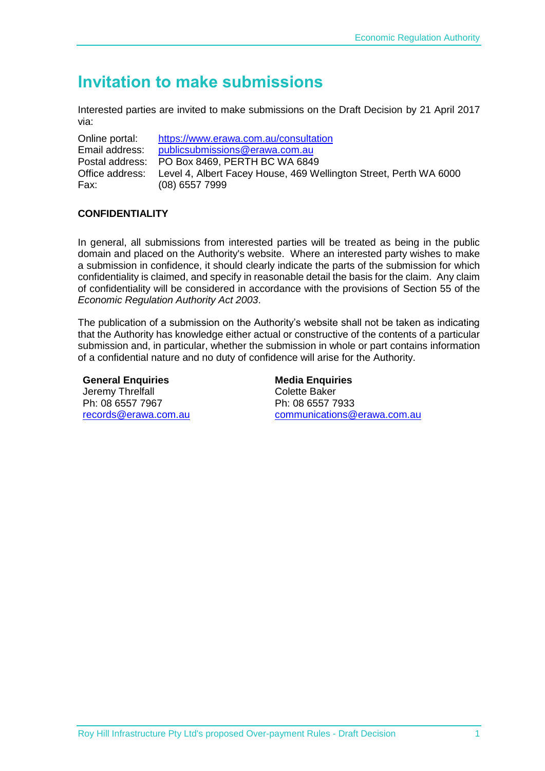# Invitation to make submissions

Interested parties are invited to make submissions on the Draft Decision by 21 April 2017 via:

| | |
|---|---|
| Online portal: | https://www.erawa.com.au/consultation |
| Email address: | publicsubmissions@erawa.com.au |
| Postal address: | PO Box 8469, PERTH BC WA 6849 |
| Office address: | Level 4, Albert Facey House, 469 Wellington Street, Perth WA 6000 |
| Fax: | (08) 6557 7999 |

**CONFIDENTIALITY**

In general, all submissions from interested parties will be treated as being in the public domain and placed on the Authority's website. Where an interested party wishes to make a submission in confidence, it should clearly indicate the parts of the submission for which confidentiality is claimed, and specify in reasonable detail the basis for the claim. Any claim of confidentiality will be considered in accordance with the provisions of Section 55 of the *Economic Regulation Authority Act 2003*.

The publication of a submission on the Authority's website shall not be taken as indicating that the Authority has knowledge either actual or constructive of the contents of a particular submission and, in particular, whether the submission in whole or part contains information of a confidential nature and no duty of confidence will arise for the Authority.

**General Enquiries**
Jeremy Threlfall
Ph: 08 6557 7967
records@erawa.com.au

**Media Enquiries**
Colette Baker
Ph: 08 6557 7933
communications@erawa.com.au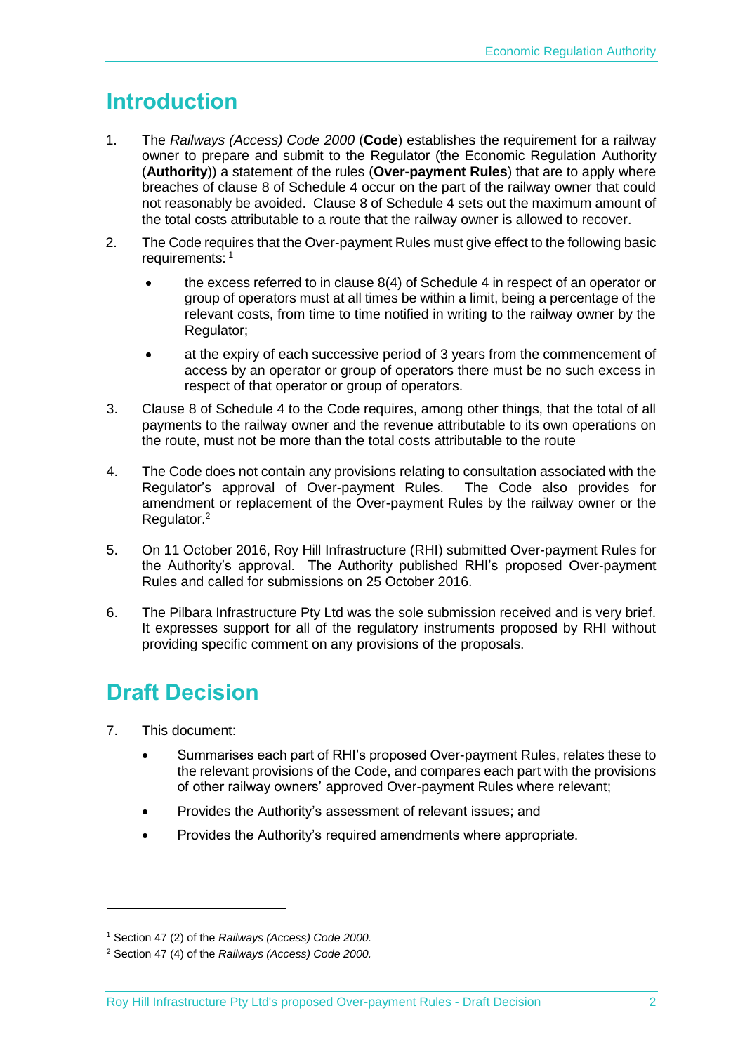# Introduction

1. The *Railways (Access) Code 2000* (**Code**) establishes the requirement for a railway owner to prepare and submit to the Regulator (the Economic Regulation Authority (**Authority**)) a statement of the rules (**Over-payment Rules**) that are to apply where breaches of clause 8 of Schedule 4 occur on the part of the railway owner that could not reasonably be avoided. Clause 8 of Schedule 4 sets out the maximum amount of the total costs attributable to a route that the railway owner is allowed to recover.

2. The Code requires that the Over-payment Rules must give effect to the following basic requirements: [1]

   - the excess referred to in clause 8(4) of Schedule 4 in respect of an operator or group of operators must at all times be within a limit, being a percentage of the relevant costs, from time to time notified in writing to the railway owner by the Regulator;
   - at the expiry of each successive period of 3 years from the commencement of access by an operator or group of operators there must be no such excess in respect of that operator or group of operators.

3. Clause 8 of Schedule 4 to the Code requires, among other things, that the total of all payments to the railway owner and the revenue attributable to its own operations on the route, must not be more than the total costs attributable to the route

4. The Code does not contain any provisions relating to consultation associated with the Regulator's approval of Over-payment Rules. The Code also provides for amendment or replacement of the Over-payment Rules by the railway owner or the Regulator.[2]

5. On 11 October 2016, Roy Hill Infrastructure (RHI) submitted Over-payment Rules for the Authority's approval. The Authority published RHI's proposed Over-payment Rules and called for submissions on 25 October 2016.

6. The Pilbara Infrastructure Pty Ltd was the sole submission received and is very brief. It expresses support for all of the regulatory instruments proposed by RHI without providing specific comment on any provisions of the proposals.

# Draft Decision

7. This document:

   - Summarises each part of RHI's proposed Over-payment Rules, relates these to the relevant provisions of the Code, and compares each part with the provisions of other railway owners' approved Over-payment Rules where relevant;
   - Provides the Authority's assessment of relevant issues; and
   - Provides the Authority's required amendments where appropriate.

---

[1] Section 47 (2) of the *Railways (Access) Code 2000.*

[2] Section 47 (4) of the *Railways (Access) Code 2000.*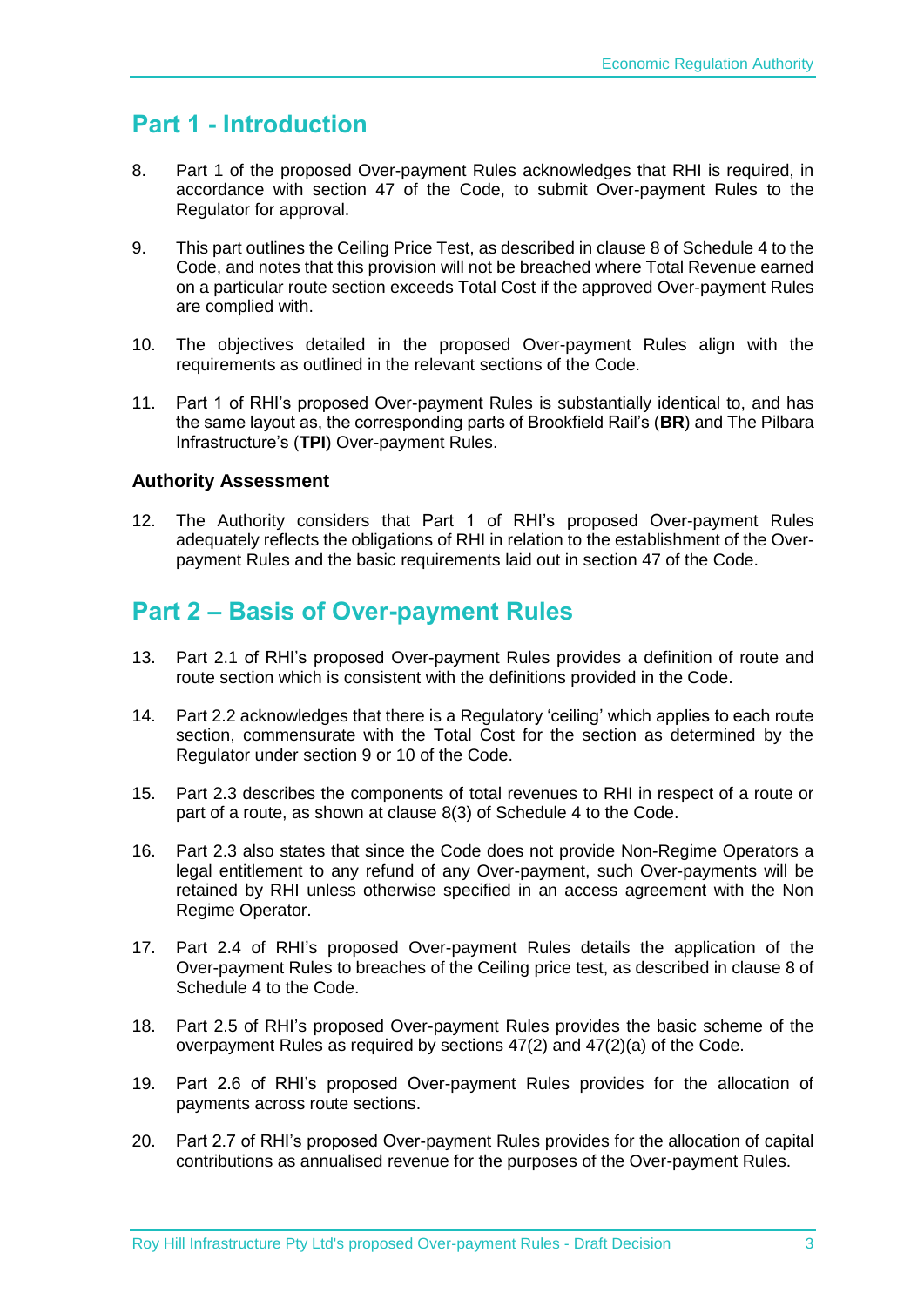# Part 1 - Introduction

8. Part 1 of the proposed Over-payment Rules acknowledges that RHI is required, in accordance with section 47 of the Code, to submit Over-payment Rules to the Regulator for approval.

9. This part outlines the Ceiling Price Test, as described in clause 8 of Schedule 4 to the Code, and notes that this provision will not be breached where Total Revenue earned on a particular route section exceeds Total Cost if the approved Over-payment Rules are complied with.

10. The objectives detailed in the proposed Over-payment Rules align with the requirements as outlined in the relevant sections of the Code.

11. Part 1 of RHI's proposed Over-payment Rules is substantially identical to, and has the same layout as, the corresponding parts of Brookfield Rail's (**BR**) and The Pilbara Infrastructure's (**TPI**) Over-payment Rules.

### Authority Assessment

12. The Authority considers that Part 1 of RHI's proposed Over-payment Rules adequately reflects the obligations of RHI in relation to the establishment of the Over-payment Rules and the basic requirements laid out in section 47 of the Code.

# Part 2 – Basis of Over-payment Rules

13. Part 2.1 of RHI's proposed Over-payment Rules provides a definition of route and route section which is consistent with the definitions provided in the Code.

14. Part 2.2 acknowledges that there is a Regulatory 'ceiling' which applies to each route section, commensurate with the Total Cost for the section as determined by the Regulator under section 9 or 10 of the Code.

15. Part 2.3 describes the components of total revenues to RHI in respect of a route or part of a route, as shown at clause 8(3) of Schedule 4 to the Code.

16. Part 2.3 also states that since the Code does not provide Non-Regime Operators a legal entitlement to any refund of any Over-payment, such Over-payments will be retained by RHI unless otherwise specified in an access agreement with the Non Regime Operator.

17. Part 2.4 of RHI's proposed Over-payment Rules details the application of the Over-payment Rules to breaches of the Ceiling price test, as described in clause 8 of Schedule 4 to the Code.

18. Part 2.5 of RHI's proposed Over-payment Rules provides the basic scheme of the overpayment Rules as required by sections 47(2) and 47(2)(a) of the Code.

19. Part 2.6 of RHI's proposed Over-payment Rules provides for the allocation of payments across route sections.

20. Part 2.7 of RHI's proposed Over-payment Rules provides for the allocation of capital contributions as annualised revenue for the purposes of the Over-payment Rules.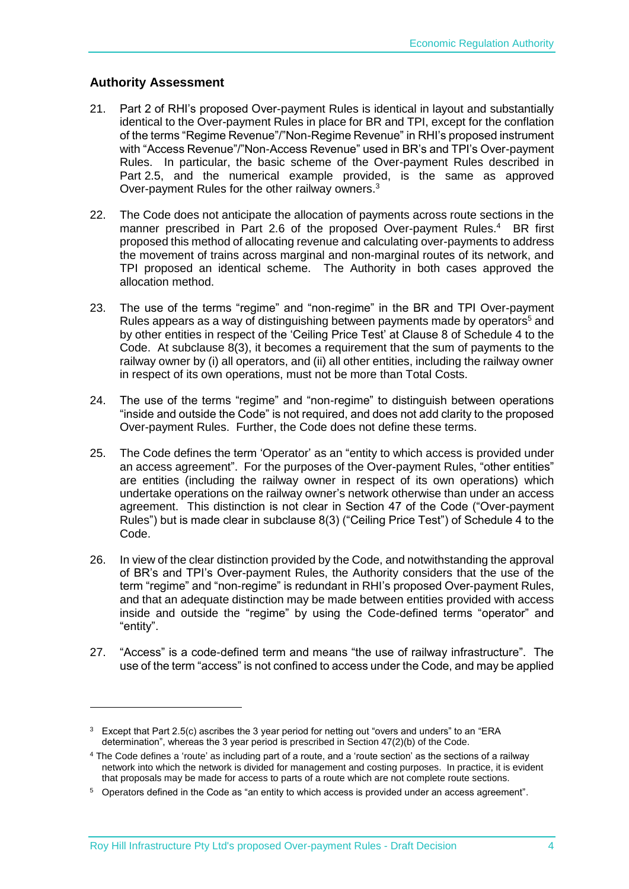### Authority Assessment

21. Part 2 of RHI's proposed Over-payment Rules is identical in layout and substantially identical to the Over-payment Rules in place for BR and TPI, except for the conflation of the terms "Regime Revenue"/"Non-Regime Revenue" in RHI's proposed instrument with "Access Revenue"/"Non-Access Revenue" used in BR's and TPI's Over-payment Rules. In particular, the basic scheme of the Over-payment Rules described in Part 2.5, and the numerical example provided, is the same as approved Over-payment Rules for the other railway owners.[3]

22. The Code does not anticipate the allocation of payments across route sections in the manner prescribed in Part 2.6 of the proposed Over-payment Rules.[4] BR first proposed this method of allocating revenue and calculating over-payments to address the movement of trains across marginal and non-marginal routes of its network, and TPI proposed an identical scheme. The Authority in both cases approved the allocation method.

23. The use of the terms "regime" and "non-regime" in the BR and TPI Over-payment Rules appears as a way of distinguishing between payments made by operators[5] and by other entities in respect of the 'Ceiling Price Test' at Clause 8 of Schedule 4 to the Code. At subclause 8(3), it becomes a requirement that the sum of payments to the railway owner by (i) all operators, and (ii) all other entities, including the railway owner in respect of its own operations, must not be more than Total Costs.

24. The use of the terms "regime" and "non-regime" to distinguish between operations "inside and outside the Code" is not required, and does not add clarity to the proposed Over-payment Rules. Further, the Code does not define these terms.

25. The Code defines the term 'Operator' as an "entity to which access is provided under an access agreement". For the purposes of the Over-payment Rules, "other entities" are entities (including the railway owner in respect of its own operations) which undertake operations on the railway owner's network otherwise than under an access agreement. This distinction is not clear in Section 47 of the Code ("Over-payment Rules") but is made clear in subclause 8(3) ("Ceiling Price Test") of Schedule 4 to the Code.

26. In view of the clear distinction provided by the Code, and notwithstanding the approval of BR's and TPI's Over-payment Rules, the Authority considers that the use of the term "regime" and "non-regime" is redundant in RHI's proposed Over-payment Rules, and that an adequate distinction may be made between entities provided with access inside and outside the "regime" by using the Code-defined terms "operator" and "entity".

27. "Access" is a code-defined term and means "the use of railway infrastructure". The use of the term "access" is not confined to access under the Code, and may be applied

---

[3] Except that Part 2.5(c) ascribes the 3 year period for netting out "overs and unders" to an "ERA determination", whereas the 3 year period is prescribed in Section 47(2)(b) of the Code.

[4] The Code defines a 'route' as including part of a route, and a 'route section' as the sections of a railway network into which the network is divided for management and costing purposes. In practice, it is evident that proposals may be made for access to parts of a route which are not complete route sections.

[5] Operators defined in the Code as "an entity to which access is provided under an access agreement".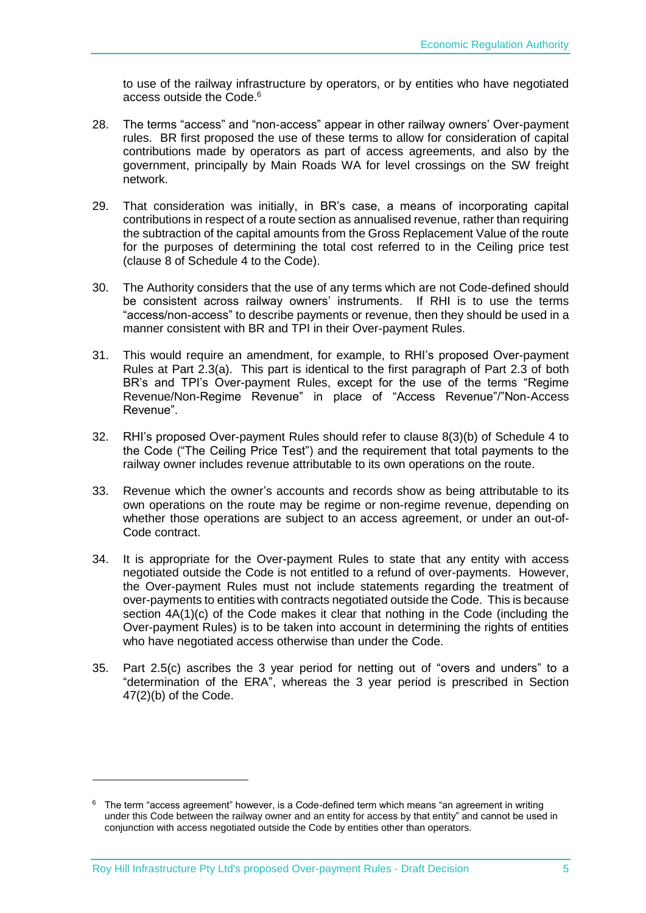to use of the railway infrastructure by operators, or by entities who have negotiated access outside the Code.[6]

28. The terms "access" and "non-access" appear in other railway owners' Over-payment rules. BR first proposed the use of these terms to allow for consideration of capital contributions made by operators as part of access agreements, and also by the government, principally by Main Roads WA for level crossings on the SW freight network.

29. That consideration was initially, in BR's case, a means of incorporating capital contributions in respect of a route section as annualised revenue, rather than requiring the subtraction of the capital amounts from the Gross Replacement Value of the route for the purposes of determining the total cost referred to in the Ceiling price test (clause 8 of Schedule 4 to the Code).

30. The Authority considers that the use of any terms which are not Code-defined should be consistent across railway owners' instruments. If RHI is to use the terms "access/non-access" to describe payments or revenue, then they should be used in a manner consistent with BR and TPI in their Over-payment Rules.

31. This would require an amendment, for example, to RHI's proposed Over-payment Rules at Part 2.3(a). This part is identical to the first paragraph of Part 2.3 of both BR's and TPI's Over-payment Rules, except for the use of the terms "Regime Revenue/Non-Regime Revenue" in place of "Access Revenue"/"Non-Access Revenue".

32. RHI's proposed Over-payment Rules should refer to clause 8(3)(b) of Schedule 4 to the Code ("The Ceiling Price Test") and the requirement that total payments to the railway owner includes revenue attributable to its own operations on the route.

33. Revenue which the owner's accounts and records show as being attributable to its own operations on the route may be regime or non-regime revenue, depending on whether those operations are subject to an access agreement, or under an out-of-Code contract.

34. It is appropriate for the Over-payment Rules to state that any entity with access negotiated outside the Code is not entitled to a refund of over-payments. However, the Over-payment Rules must not include statements regarding the treatment of over-payments to entities with contracts negotiated outside the Code. This is because section 4A(1)(c) of the Code makes it clear that nothing in the Code (including the Over-payment Rules) is to be taken into account in determining the rights of entities who have negotiated access otherwise than under the Code.

35. Part 2.5(c) ascribes the 3 year period for netting out of "overs and unders" to a "determination of the ERA", whereas the 3 year period is prescribed in Section 47(2)(b) of the Code.

---

[6] The term "access agreement" however, is a Code-defined term which means "an agreement in writing under this Code between the railway owner and an entity for access by that entity" and cannot be used in conjunction with access negotiated outside the Code by entities other than operators.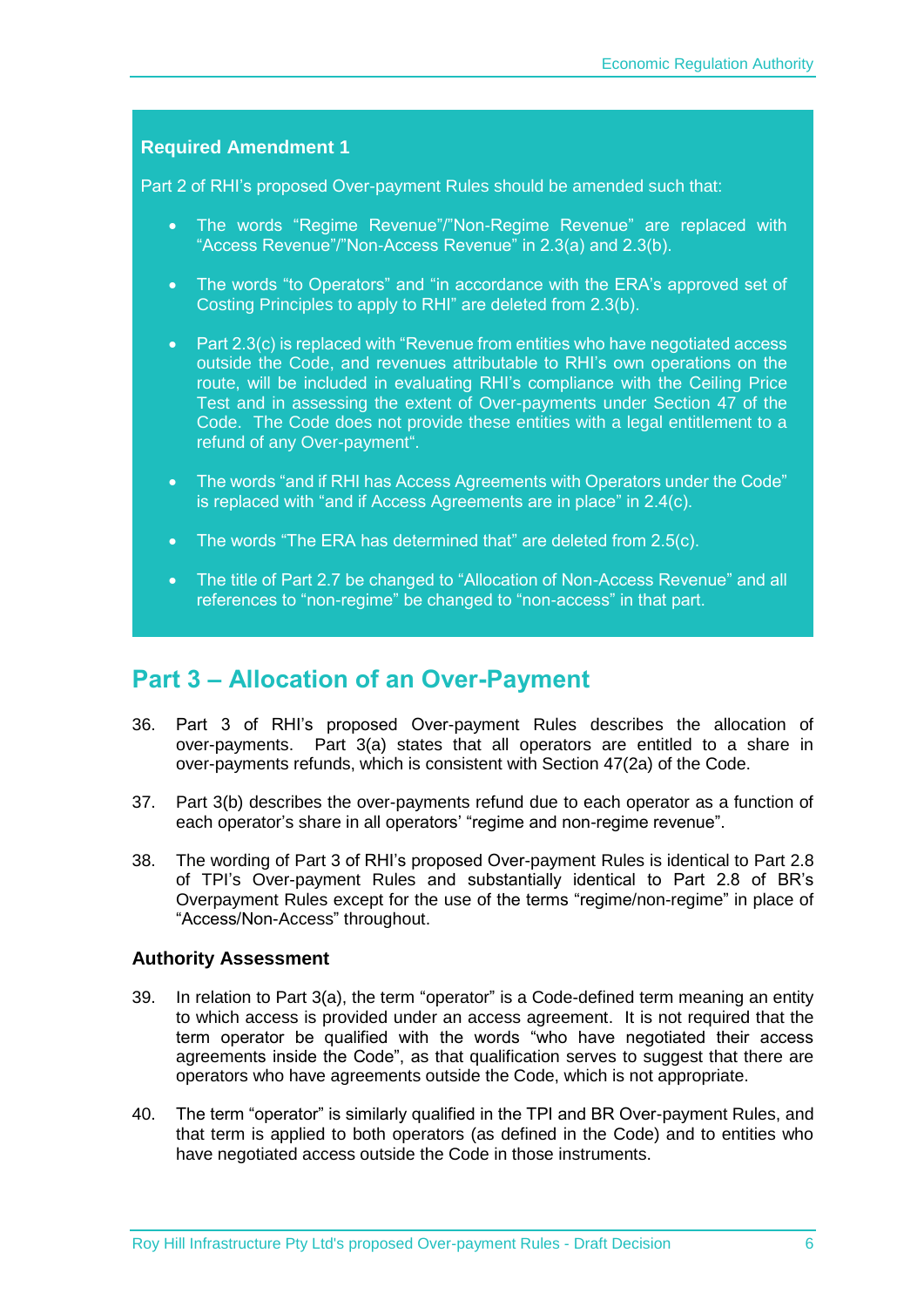**Required Amendment 1**

Part 2 of RHI's proposed Over-payment Rules should be amended such that:

- The words "Regime Revenue"/"Non-Regime Revenue" are replaced with "Access Revenue"/"Non-Access Revenue" in 2.3(a) and 2.3(b).
- The words "to Operators" and "in accordance with the ERA's approved set of Costing Principles to apply to RHI" are deleted from 2.3(b).
- Part 2.3(c) is replaced with "Revenue from entities who have negotiated access outside the Code, and revenues attributable to RHI's own operations on the route, will be included in evaluating RHI's compliance with the Ceiling Price Test and in assessing the extent of Over-payments under Section 47 of the Code. The Code does not provide these entities with a legal entitlement to a refund of any Over-payment".
- The words "and if RHI has Access Agreements with Operators under the Code" is replaced with "and if Access Agreements are in place" in 2.4(c).
- The words "The ERA has determined that" are deleted from 2.5(c).
- The title of Part 2.7 be changed to "Allocation of Non-Access Revenue" and all references to "non-regime" be changed to "non-access" in that part.

## Part 3 – Allocation of an Over-Payment

36. Part 3 of RHI's proposed Over-payment Rules describes the allocation of over-payments. Part 3(a) states that all operators are entitled to a share in over-payments refunds, which is consistent with Section 47(2a) of the Code.

37. Part 3(b) describes the over-payments refund due to each operator as a function of each operator's share in all operators' "regime and non-regime revenue".

38. The wording of Part 3 of RHI's proposed Over-payment Rules is identical to Part 2.8 of TPI's Over-payment Rules and substantially identical to Part 2.8 of BR's Overpayment Rules except for the use of the terms "regime/non-regime" in place of "Access/Non-Access" throughout.

### Authority Assessment

39. In relation to Part 3(a), the term "operator" is a Code-defined term meaning an entity to which access is provided under an access agreement. It is not required that the term operator be qualified with the words "who have negotiated their access agreements inside the Code", as that qualification serves to suggest that there are operators who have agreements outside the Code, which is not appropriate.

40. The term "operator" is similarly qualified in the TPI and BR Over-payment Rules, and that term is applied to both operators (as defined in the Code) and to entities who have negotiated access outside the Code in those instruments.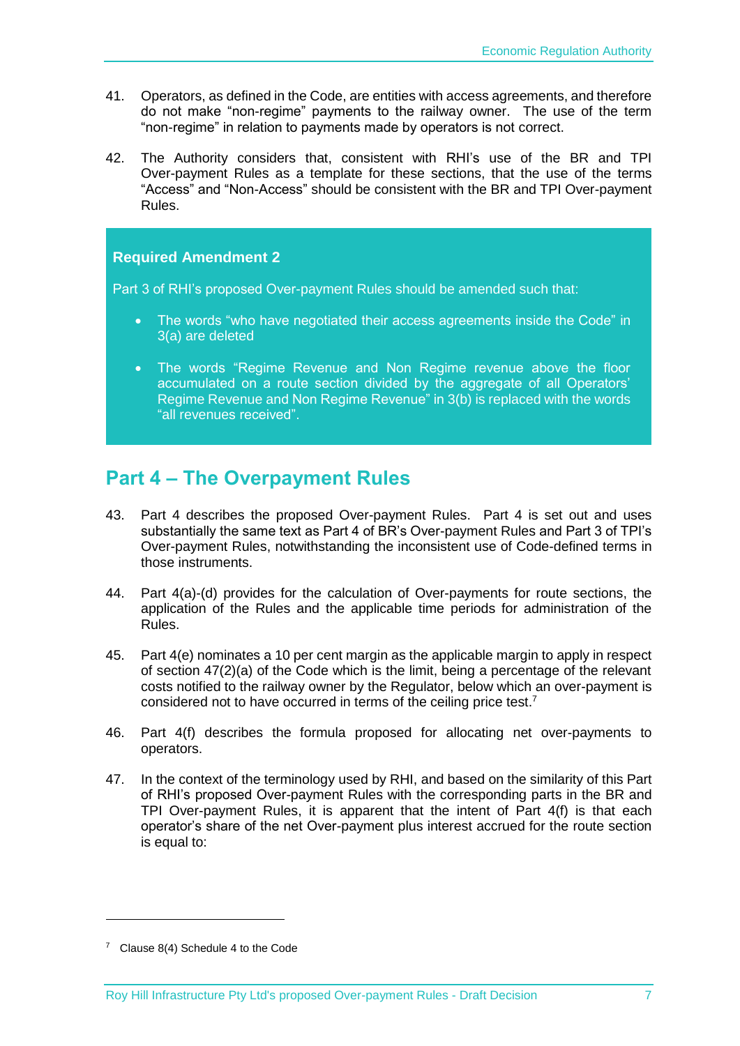41. Operators, as defined in the Code, are entities with access agreements, and therefore do not make "non-regime" payments to the railway owner. The use of the term "non-regime" in relation to payments made by operators is not correct.

42. The Authority considers that, consistent with RHI's use of the BR and TPI Over-payment Rules as a template for these sections, that the use of the terms "Access" and "Non-Access" should be consistent with the BR and TPI Over-payment Rules.

> **Required Amendment 2**
>
> Part 3 of RHI's proposed Over-payment Rules should be amended such that:
>
> - The words "who have negotiated their access agreements inside the Code" in 3(a) are deleted
> - The words "Regime Revenue and Non Regime revenue above the floor accumulated on a route section divided by the aggregate of all Operators' Regime Revenue and Non Regime Revenue" in 3(b) is replaced with the words "all revenues received".

## Part 4 – The Overpayment Rules

43. Part 4 describes the proposed Over-payment Rules. Part 4 is set out and uses substantially the same text as Part 4 of BR's Over-payment Rules and Part 3 of TPI's Over-payment Rules, notwithstanding the inconsistent use of Code-defined terms in those instruments.

44. Part 4(a)-(d) provides for the calculation of Over-payments for route sections, the application of the Rules and the applicable time periods for administration of the Rules.

45. Part 4(e) nominates a 10 per cent margin as the applicable margin to apply in respect of section 47(2)(a) of the Code which is the limit, being a percentage of the relevant costs notified to the railway owner by the Regulator, below which an over-payment is considered not to have occurred in terms of the ceiling price test.[7]

46. Part 4(f) describes the formula proposed for allocating net over-payments to operators.

47. In the context of the terminology used by RHI, and based on the similarity of this Part of RHI's proposed Over-payment Rules with the corresponding parts in the BR and TPI Over-payment Rules, it is apparent that the intent of Part 4(f) is that each operator's share of the net Over-payment plus interest accrued for the route section is equal to:

---

[7] Clause 8(4) Schedule 4 to the Code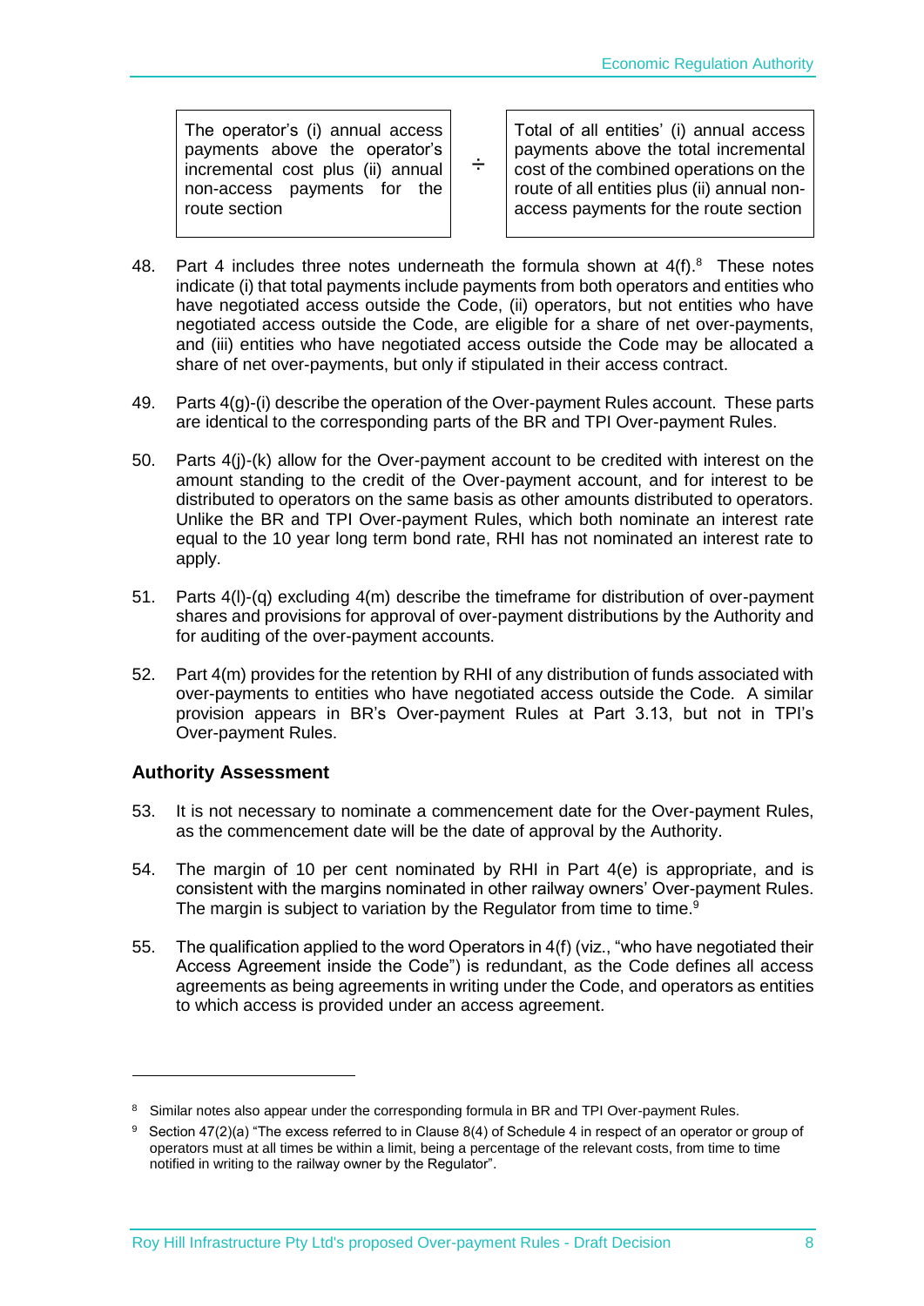| The operator's (i) annual access payments above the operator's incremental cost plus (ii) annual non-access payments for the route section | ÷ | Total of all entities' (i) annual access payments above the total incremental cost of the combined operations on the route of all entities plus (ii) annual non-access payments for the route section |
|---|---|---|

48. Part 4 includes three notes underneath the formula shown at 4(f).[8] These notes indicate (i) that total payments include payments from both operators and entities who have negotiated access outside the Code, (ii) operators, but not entities who have negotiated access outside the Code, are eligible for a share of net over-payments, and (iii) entities who have negotiated access outside the Code may be allocated a share of net over-payments, but only if stipulated in their access contract.

49. Parts 4(g)-(i) describe the operation of the Over-payment Rules account. These parts are identical to the corresponding parts of the BR and TPI Over-payment Rules.

50. Parts 4(j)-(k) allow for the Over-payment account to be credited with interest on the amount standing to the credit of the Over-payment account, and for interest to be distributed to operators on the same basis as other amounts distributed to operators. Unlike the BR and TPI Over-payment Rules, which both nominate an interest rate equal to the 10 year long term bond rate, RHI has not nominated an interest rate to apply.

51. Parts 4(l)-(q) excluding 4(m) describe the timeframe for distribution of over-payment shares and provisions for approval of over-payment distributions by the Authority and for auditing of the over-payment accounts.

52. Part 4(m) provides for the retention by RHI of any distribution of funds associated with over-payments to entities who have negotiated access outside the Code. A similar provision appears in BR's Over-payment Rules at Part 3.13, but not in TPI's Over-payment Rules.

## Authority Assessment

53. It is not necessary to nominate a commencement date for the Over-payment Rules, as the commencement date will be the date of approval by the Authority.

54. The margin of 10 per cent nominated by RHI in Part 4(e) is appropriate, and is consistent with the margins nominated in other railway owners' Over-payment Rules. The margin is subject to variation by the Regulator from time to time.[9]

55. The qualification applied to the word Operators in 4(f) (viz., "who have negotiated their Access Agreement inside the Code") is redundant, as the Code defines all access agreements as being agreements in writing under the Code, and operators as entities to which access is provided under an access agreement.

---

[8] Similar notes also appear under the corresponding formula in BR and TPI Over-payment Rules.

[9] Section 47(2)(a) "The excess referred to in Clause 8(4) of Schedule 4 in respect of an operator or group of operators must at all times be within a limit, being a percentage of the relevant costs, from time to time notified in writing to the railway owner by the Regulator".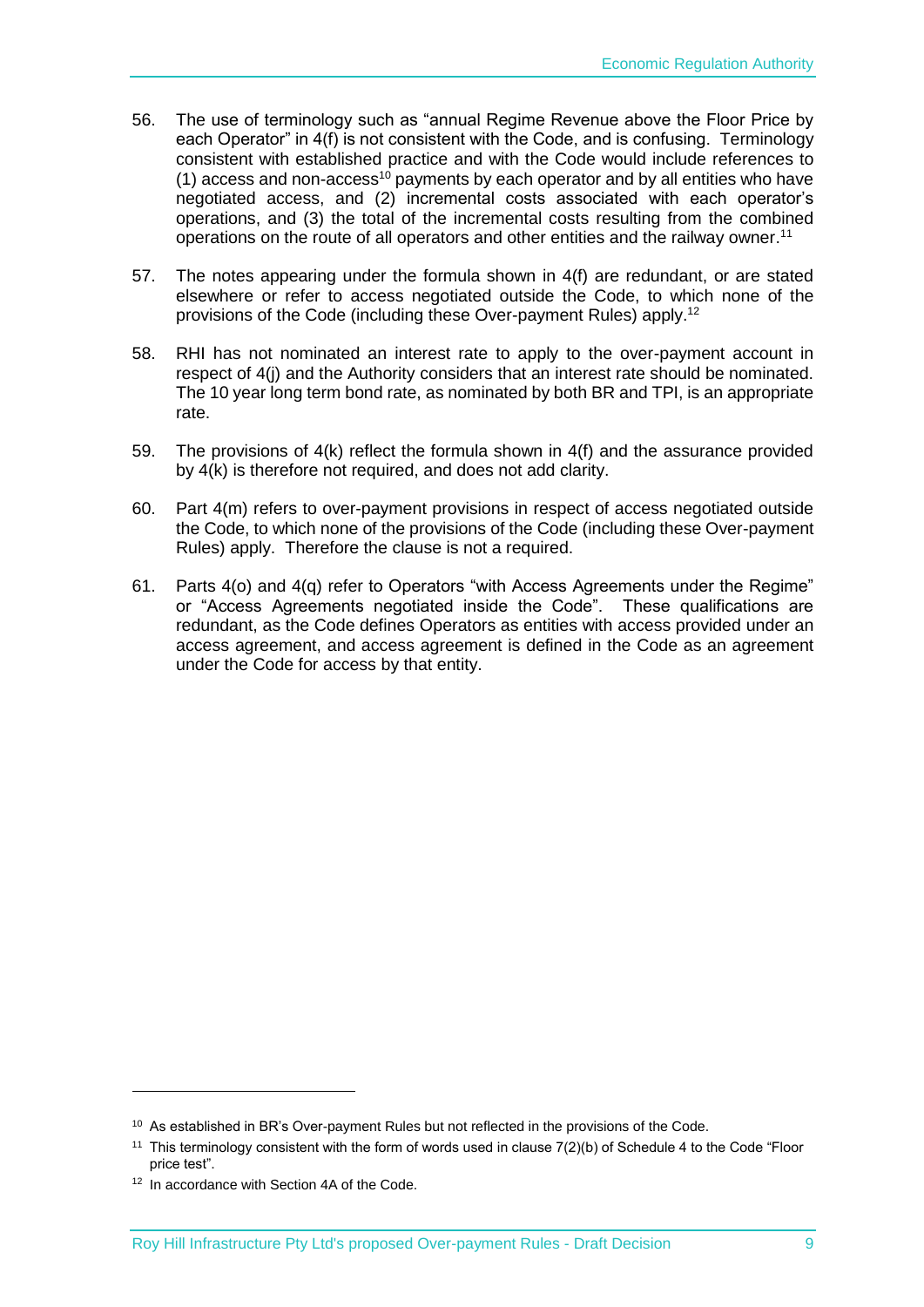56. The use of terminology such as "annual Regime Revenue above the Floor Price by each Operator" in 4(f) is not consistent with the Code, and is confusing. Terminology consistent with established practice and with the Code would include references to (1) access and non-access[10] payments by each operator and by all entities who have negotiated access, and (2) incremental costs associated with each operator's operations, and (3) the total of the incremental costs resulting from the combined operations on the route of all operators and other entities and the railway owner.[11]

57. The notes appearing under the formula shown in 4(f) are redundant, or are stated elsewhere or refer to access negotiated outside the Code, to which none of the provisions of the Code (including these Over-payment Rules) apply.[12]

58. RHI has not nominated an interest rate to apply to the over-payment account in respect of 4(j) and the Authority considers that an interest rate should be nominated. The 10 year long term bond rate, as nominated by both BR and TPI, is an appropriate rate.

59. The provisions of 4(k) reflect the formula shown in 4(f) and the assurance provided by 4(k) is therefore not required, and does not add clarity.

60. Part 4(m) refers to over-payment provisions in respect of access negotiated outside the Code, to which none of the provisions of the Code (including these Over-payment Rules) apply. Therefore the clause is not a required.

61. Parts 4(o) and 4(q) refer to Operators "with Access Agreements under the Regime" or "Access Agreements negotiated inside the Code". These qualifications are redundant, as the Code defines Operators as entities with access provided under an access agreement, and access agreement is defined in the Code as an agreement under the Code for access by that entity.

---

[10] As established in BR's Over-payment Rules but not reflected in the provisions of the Code.

[11] This terminology consistent with the form of words used in clause 7(2)(b) of Schedule 4 to the Code "Floor price test".

[12] In accordance with Section 4A of the Code.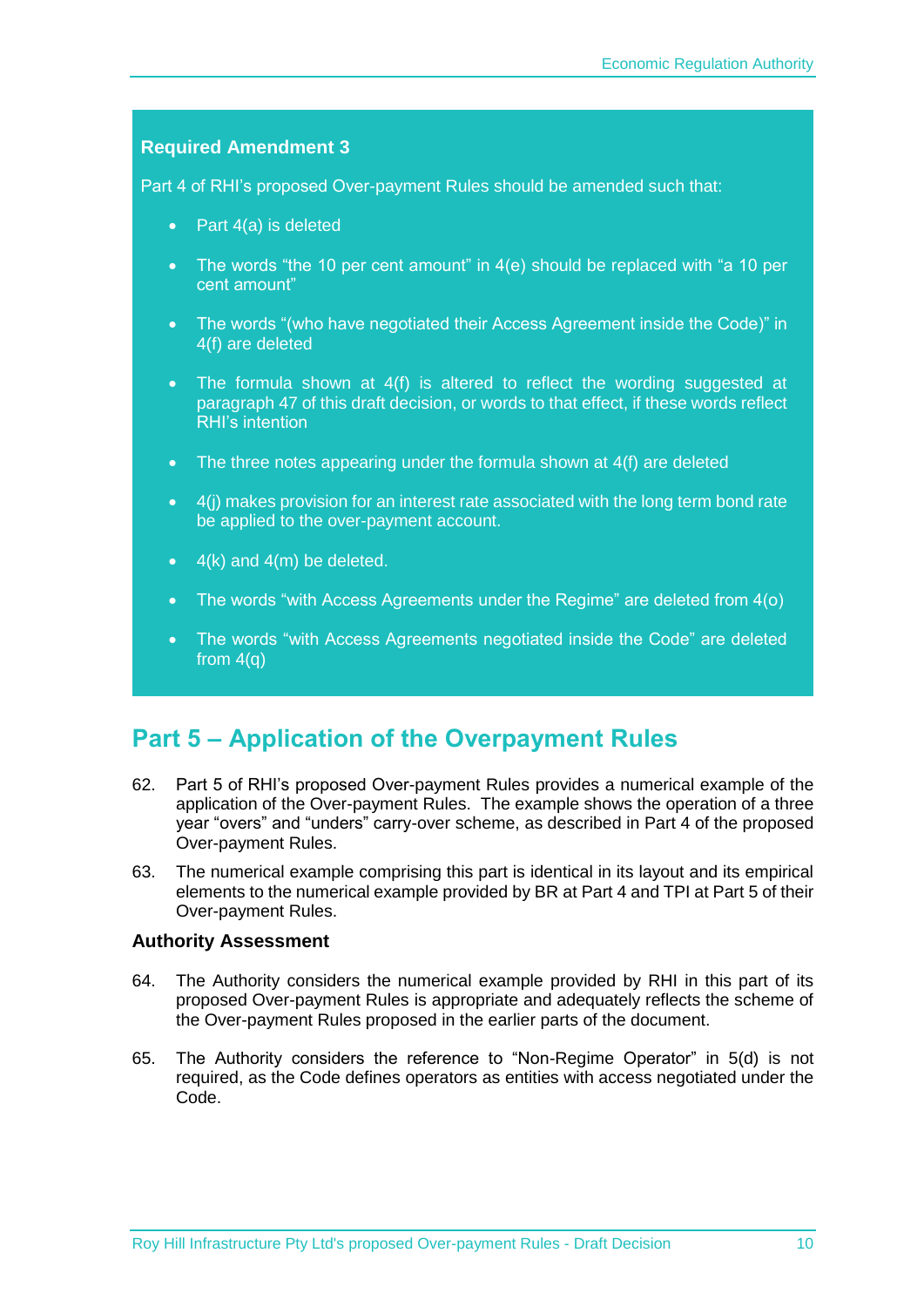**Required Amendment 3**

Part 4 of RHI's proposed Over-payment Rules should be amended such that:

- Part 4(a) is deleted
- The words "the 10 per cent amount" in 4(e) should be replaced with "a 10 per cent amount"
- The words "(who have negotiated their Access Agreement inside the Code)" in 4(f) are deleted
- The formula shown at 4(f) is altered to reflect the wording suggested at paragraph 47 of this draft decision, or words to that effect, if these words reflect RHI's intention
- The three notes appearing under the formula shown at 4(f) are deleted
- 4(j) makes provision for an interest rate associated with the long term bond rate be applied to the over-payment account.
- 4(k) and 4(m) be deleted.
- The words "with Access Agreements under the Regime" are deleted from 4(o)
- The words "with Access Agreements negotiated inside the Code" are deleted from 4(q)

## Part 5 – Application of the Overpayment Rules

62. Part 5 of RHI's proposed Over-payment Rules provides a numerical example of the application of the Over-payment Rules. The example shows the operation of a three year "overs" and "unders" carry-over scheme, as described in Part 4 of the proposed Over-payment Rules.

63. The numerical example comprising this part is identical in its layout and its empirical elements to the numerical example provided by BR at Part 4 and TPI at Part 5 of their Over-payment Rules.

### Authority Assessment

64. The Authority considers the numerical example provided by RHI in this part of its proposed Over-payment Rules is appropriate and adequately reflects the scheme of the Over-payment Rules proposed in the earlier parts of the document.

65. The Authority considers the reference to "Non-Regime Operator" in 5(d) is not required, as the Code defines operators as entities with access negotiated under the Code.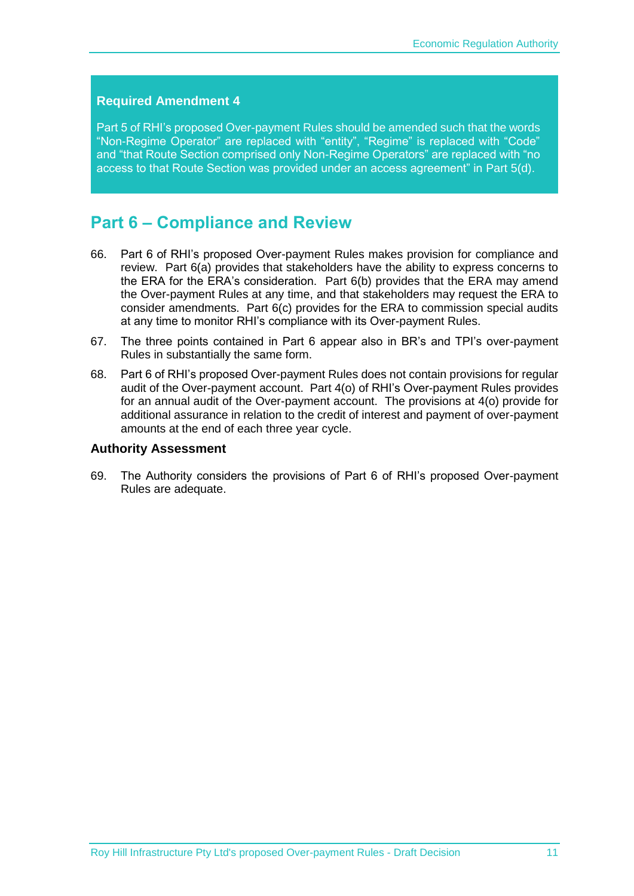**Required Amendment 4**

Part 5 of RHI's proposed Over-payment Rules should be amended such that the words "Non-Regime Operator" are replaced with "entity", "Regime" is replaced with "Code" and "that Route Section comprised only Non-Regime Operators" are replaced with "no access to that Route Section was provided under an access agreement" in Part 5(d).

## Part 6 – Compliance and Review

66. Part 6 of RHI's proposed Over-payment Rules makes provision for compliance and review. Part 6(a) provides that stakeholders have the ability to express concerns to the ERA for the ERA's consideration. Part 6(b) provides that the ERA may amend the Over-payment Rules at any time, and that stakeholders may request the ERA to consider amendments. Part 6(c) provides for the ERA to commission special audits at any time to monitor RHI's compliance with its Over-payment Rules.

67. The three points contained in Part 6 appear also in BR's and TPI's over-payment Rules in substantially the same form.

68. Part 6 of RHI's proposed Over-payment Rules does not contain provisions for regular audit of the Over-payment account. Part 4(o) of RHI's Over-payment Rules provides for an annual audit of the Over-payment account. The provisions at 4(o) provide for additional assurance in relation to the credit of interest and payment of over-payment amounts at the end of each three year cycle.

### Authority Assessment

69. The Authority considers the provisions of Part 6 of RHI's proposed Over-payment Rules are adequate.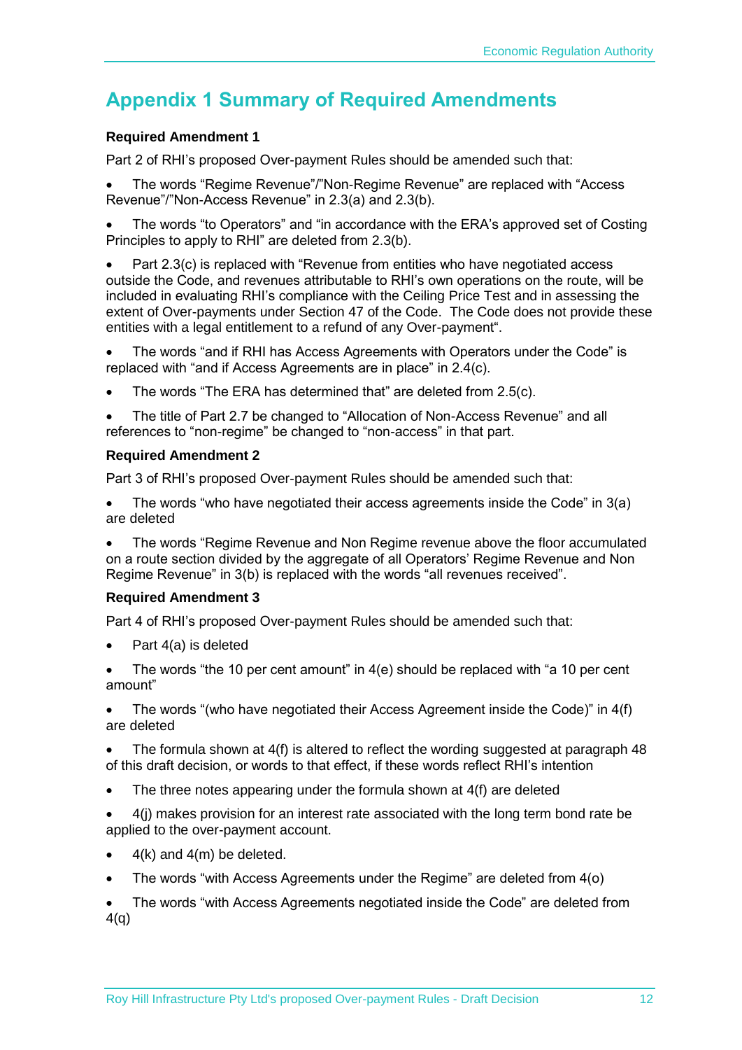# Appendix 1 Summary of Required Amendments

**Required Amendment 1**

Part 2 of RHI's proposed Over-payment Rules should be amended such that:

- The words "Regime Revenue"/"Non-Regime Revenue" are replaced with "Access Revenue"/"Non-Access Revenue" in 2.3(a) and 2.3(b).
- The words "to Operators" and "in accordance with the ERA's approved set of Costing Principles to apply to RHI" are deleted from 2.3(b).
- Part 2.3(c) is replaced with "Revenue from entities who have negotiated access outside the Code, and revenues attributable to RHI's own operations on the route, will be included in evaluating RHI's compliance with the Ceiling Price Test and in assessing the extent of Over-payments under Section 47 of the Code. The Code does not provide these entities with a legal entitlement to a refund of any Over-payment".
- The words "and if RHI has Access Agreements with Operators under the Code" is replaced with "and if Access Agreements are in place" in 2.4(c).
- The words "The ERA has determined that" are deleted from 2.5(c).
- The title of Part 2.7 be changed to "Allocation of Non-Access Revenue" and all references to "non-regime" be changed to "non-access" in that part.

**Required Amendment 2**

Part 3 of RHI's proposed Over-payment Rules should be amended such that:

- The words "who have negotiated their access agreements inside the Code" in 3(a) are deleted
- The words "Regime Revenue and Non Regime revenue above the floor accumulated on a route section divided by the aggregate of all Operators' Regime Revenue and Non Regime Revenue" in 3(b) is replaced with the words "all revenues received".

**Required Amendment 3**

Part 4 of RHI's proposed Over-payment Rules should be amended such that:

- Part 4(a) is deleted
- The words "the 10 per cent amount" in 4(e) should be replaced with "a 10 per cent amount"
- The words "(who have negotiated their Access Agreement inside the Code)" in 4(f) are deleted
- The formula shown at 4(f) is altered to reflect the wording suggested at paragraph 48 of this draft decision, or words to that effect, if these words reflect RHI's intention
- The three notes appearing under the formula shown at 4(f) are deleted
- 4(j) makes provision for an interest rate associated with the long term bond rate be applied to the over-payment account.
- 4(k) and 4(m) be deleted.
- The words "with Access Agreements under the Regime" are deleted from 4(o)
- The words "with Access Agreements negotiated inside the Code" are deleted from 4(q)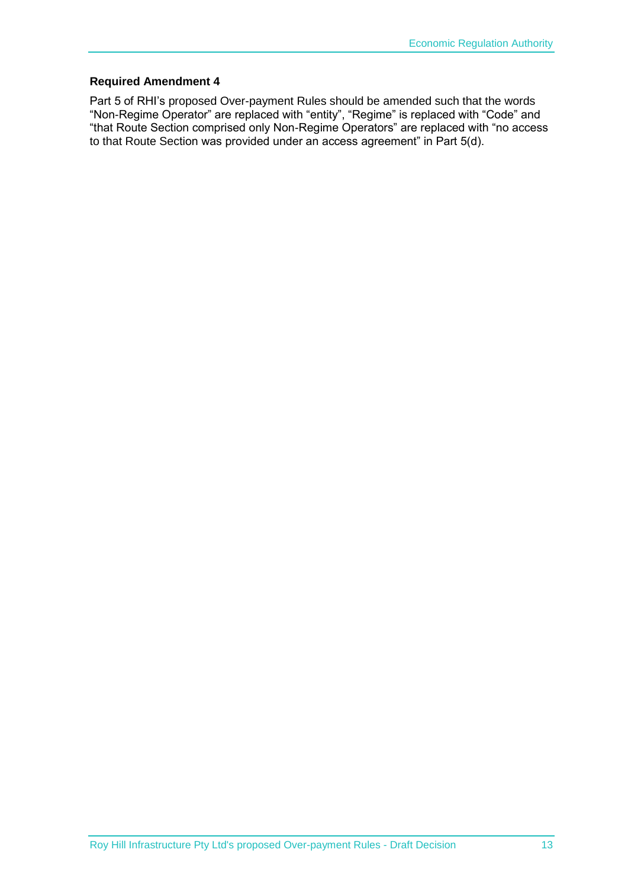**Required Amendment 4**

Part 5 of RHI's proposed Over-payment Rules should be amended such that the words "Non-Regime Operator" are replaced with "entity", "Regime" is replaced with "Code" and "that Route Section comprised only Non-Regime Operators" are replaced with "no access to that Route Section was provided under an access agreement" in Part 5(d).